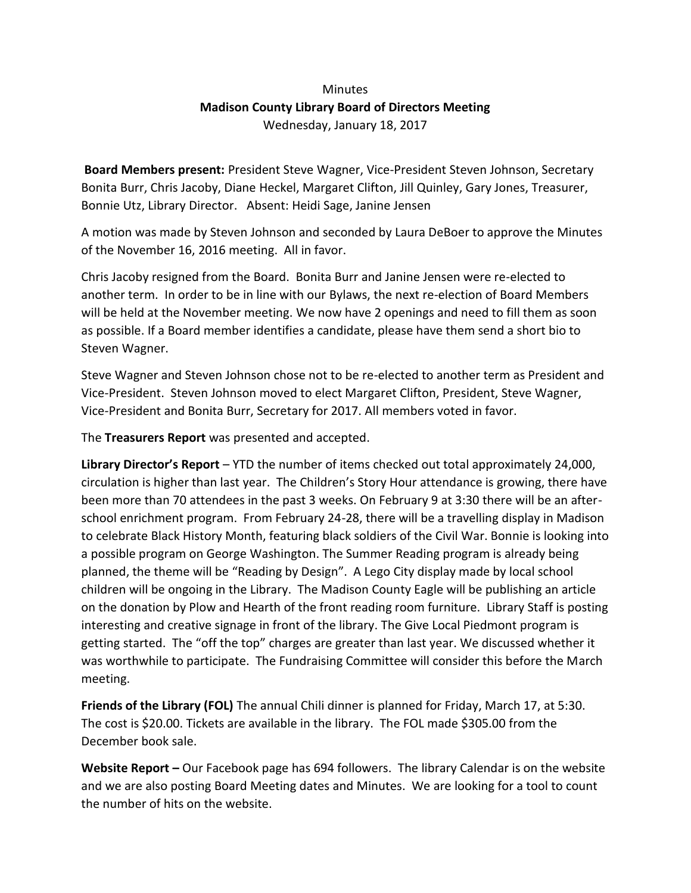Minutes

**Madison County Library Board of Directors Meeting**

Wednesday, January 18, 2017

**Board Members present:** President Steve Wagner, Vice-President Steven Johnson, Secretary Bonita Burr, Chris Jacoby, Diane Heckel, Margaret Clifton, Jill Quinley, Gary Jones, Treasurer, Bonnie Utz, Library Director. Absent: Heidi Sage, Janine Jensen

A motion was made by Steven Johnson and seconded by Laura DeBoer to approve the Minutes of the November 16, 2016 meeting. All in favor.

Chris Jacoby resigned from the Board. Bonita Burr and Janine Jensen were re-elected to another term. In order to be in line with our Bylaws, the next re-election of Board Members will be held at the November meeting. We now have 2 openings and need to fill them as soon as possible. If a Board member identifies a candidate, please have them send a short bio to Steven Wagner.

Steve Wagner and Steven Johnson chose not to be re-elected to another term as President and Vice-President. Steven Johnson moved to elect Margaret Clifton, President, Steve Wagner, Vice-President and Bonita Burr, Secretary for 2017. All members voted in favor.

The **Treasurers Report** was presented and accepted.

**Library Director's Report** – YTD the number of items checked out total approximately 24,000, circulation is higher than last year. The Children's Story Hour attendance is growing, there have been more than 70 attendees in the past 3 weeks. On February 9 at 3:30 there will be an after-school enrichment program. From February 24-28, there will be a travelling display in Madison to celebrate Black History Month, featuring black soldiers of the Civil War. Bonnie is looking into a possible program on George Washington. The Summer Reading program is already being planned, the theme will be "Reading by Design". A Lego City display made by local school children will be ongoing in the Library. The Madison County Eagle will be publishing an article on the donation by Plow and Hearth of the front reading room furniture. Library Staff is posting interesting and creative signage in front of the library. The Give Local Piedmont program is getting started. The "off the top" charges are greater than last year. We discussed whether it was worthwhile to participate. The Fundraising Committee will consider this before the March meeting.

**Friends of the Library (FOL)** The annual Chili dinner is planned for Friday, March 17, at 5:30. The cost is $20.00. Tickets are available in the library. The FOL made $305.00 from the December book sale.

**Website Report –** Our Facebook page has 694 followers. The library Calendar is on the website and we are also posting Board Meeting dates and Minutes. We are looking for a tool to count the number of hits on the website.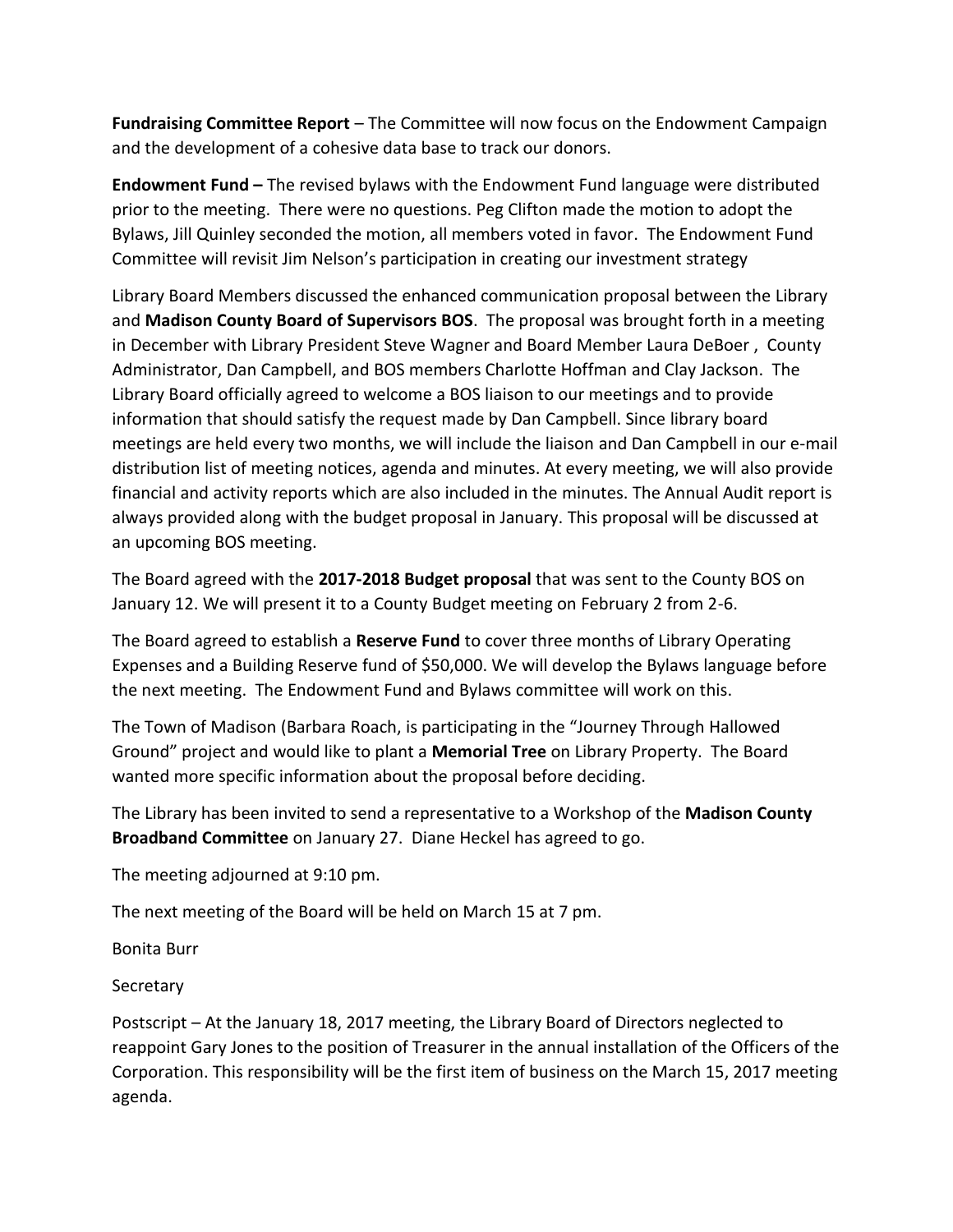**Fundraising Committee Report** – The Committee will now focus on the Endowment Campaign and the development of a cohesive data base to track our donors.

**Endowment Fund –** The revised bylaws with the Endowment Fund language were distributed prior to the meeting. There were no questions. Peg Clifton made the motion to adopt the Bylaws, Jill Quinley seconded the motion, all members voted in favor. The Endowment Fund Committee will revisit Jim Nelson's participation in creating our investment strategy

Library Board Members discussed the enhanced communication proposal between the Library and **Madison County Board of Supervisors BOS**. The proposal was brought forth in a meeting in December with Library President Steve Wagner and Board Member Laura DeBoer , County Administrator, Dan Campbell, and BOS members Charlotte Hoffman and Clay Jackson. The Library Board officially agreed to welcome a BOS liaison to our meetings and to provide information that should satisfy the request made by Dan Campbell. Since library board meetings are held every two months, we will include the liaison and Dan Campbell in our e-mail distribution list of meeting notices, agenda and minutes. At every meeting, we will also provide financial and activity reports which are also included in the minutes. The Annual Audit report is always provided along with the budget proposal in January. This proposal will be discussed at an upcoming BOS meeting.

The Board agreed with the **2017-2018 Budget proposal** that was sent to the County BOS on January 12. We will present it to a County Budget meeting on February 2 from 2-6.

The Board agreed to establish a **Reserve Fund** to cover three months of Library Operating Expenses and a Building Reserve fund of $50,000. We will develop the Bylaws language before the next meeting. The Endowment Fund and Bylaws committee will work on this.

The Town of Madison (Barbara Roach, is participating in the "Journey Through Hallowed Ground" project and would like to plant a **Memorial Tree** on Library Property. The Board wanted more specific information about the proposal before deciding.

The Library has been invited to send a representative to a Workshop of the **Madison County Broadband Committee** on January 27. Diane Heckel has agreed to go.

The meeting adjourned at 9:10 pm.

The next meeting of the Board will be held on March 15 at 7 pm.

Bonita Burr

Secretary

Postscript – At the January 18, 2017 meeting, the Library Board of Directors neglected to reappoint Gary Jones to the position of Treasurer in the annual installation of the Officers of the Corporation. This responsibility will be the first item of business on the March 15, 2017 meeting agenda.